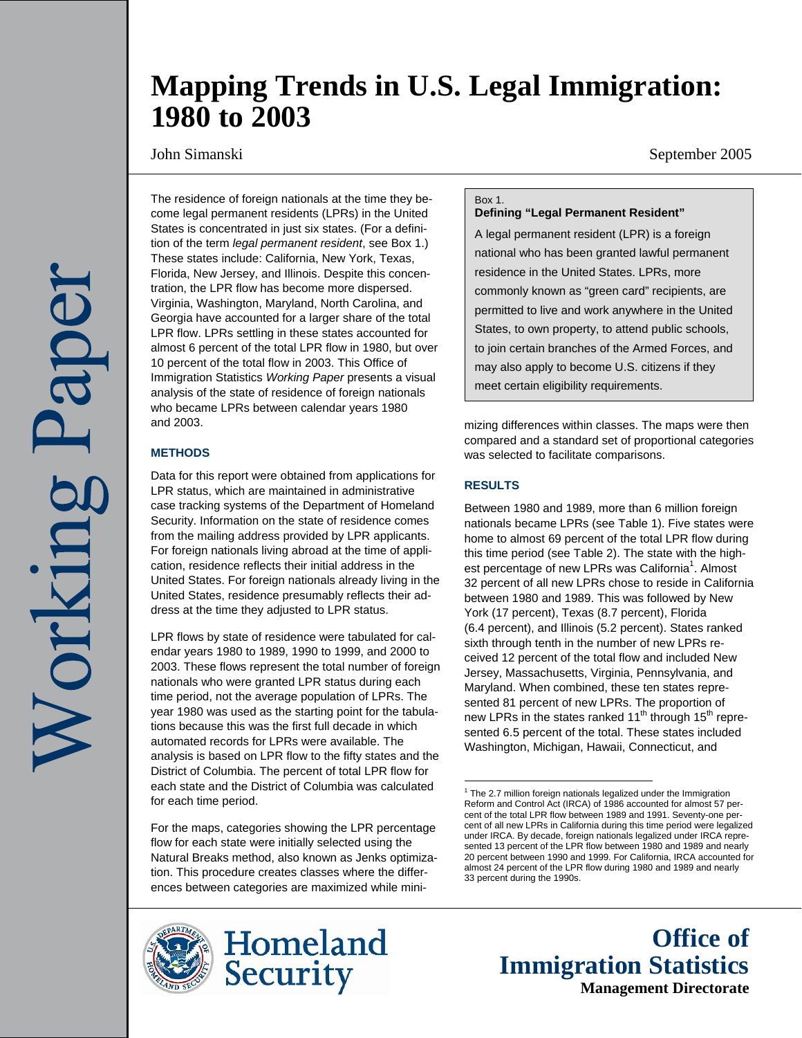# Mapping Trends in U.S. Legal Immigration: 1980 to 2003

John Simanski

September 2005

The residence of foreign nationals at the time they become legal permanent residents (LPRs) in the United States is concentrated in just six states. (For a definition of the term *legal permanent resident*, see Box 1.) These states include: California, New York, Texas, Florida, New Jersey, and Illinois. Despite this concentration, the LPR flow has become more dispersed. Virginia, Washington, Maryland, North Carolina, and Georgia have accounted for a larger share of the total LPR flow. LPRs settling in these states accounted for almost 6 percent of the total LPR flow in 1980, but over 10 percent of the total flow in 2003. This Office of Immigration Statistics *Working Paper* presents a visual analysis of the state of residence of foreign nationals who became LPRs between calendar years 1980 and 2003.

> Box 1.
> **Defining "Legal Permanent Resident"**
>
> A legal permanent resident (LPR) is a foreign national who has been granted lawful permanent residence in the United States. LPRs, more commonly known as "green card" recipients, are permitted to live and work anywhere in the United States, to own property, to attend public schools, to join certain branches of the Armed Forces, and may also apply to become U.S. citizens if they meet certain eligibility requirements.

## METHODS

Data for this report were obtained from applications for LPR status, which are maintained in administrative case tracking systems of the Department of Homeland Security. Information on the state of residence comes from the mailing address provided by LPR applicants. For foreign nationals living abroad at the time of application, residence reflects their initial address in the United States. For foreign nationals already living in the United States, residence presumably reflects their address at the time they adjusted to LPR status.

LPR flows by state of residence were tabulated for calendar years 1980 to 1989, 1990 to 1999, and 2000 to 2003. These flows represent the total number of foreign nationals who were granted LPR status during each time period, not the average population of LPRs. The year 1980 was used as the starting point for the tabulations because this was the first full decade in which automated records for LPRs were available. The analysis is based on LPR flow to the fifty states and the District of Columbia. The percent of total LPR flow for each state and the District of Columbia was calculated for each time period.

For the maps, categories showing the LPR percentage flow for each state were initially selected using the Natural Breaks method, also known as Jenks optimization. This procedure creates classes where the differences between categories are maximized while minimizing differences within classes. The maps were then compared and a standard set of proportional categories was selected to facilitate comparisons.

## RESULTS

Between 1980 and 1989, more than 6 million foreign nationals became LPRs (see Table 1). Five states were home to almost 69 percent of the total LPR flow during this time period (see Table 2). The state with the highest percentage of new LPRs was California[1]. Almost 32 percent of all new LPRs chose to reside in California between 1980 and 1989. This was followed by New York (17 percent), Texas (8.7 percent), Florida (6.4 percent), and Illinois (5.2 percent). States ranked sixth through tenth in the number of new LPRs received 12 percent of the total flow and included New Jersey, Massachusetts, Virginia, Pennsylvania, and Maryland. When combined, these ten states represented 81 percent of new LPRs. The proportion of new LPRs in the states ranked 11th through 15th represented 6.5 percent of the total. These states included Washington, Michigan, Hawaii, Connecticut, and

[1] The 2.7 million foreign nationals legalized under the Immigration Reform and Control Act (IRCA) of 1986 accounted for almost 57 percent of the total LPR flow between 1989 and 1991. Seventy-one percent of all new LPRs in California during this time period were legalized under IRCA. By decade, foreign nationals legalized under IRCA represented 13 percent of the LPR flow between 1980 and 1989 and nearly 20 percent between 1990 and 1999. For California, IRCA accounted for almost 24 percent of the LPR flow during 1980 and 1989 and nearly 33 percent during the 1990s.

Homeland Security

Office of Immigration Statistics
Management Directorate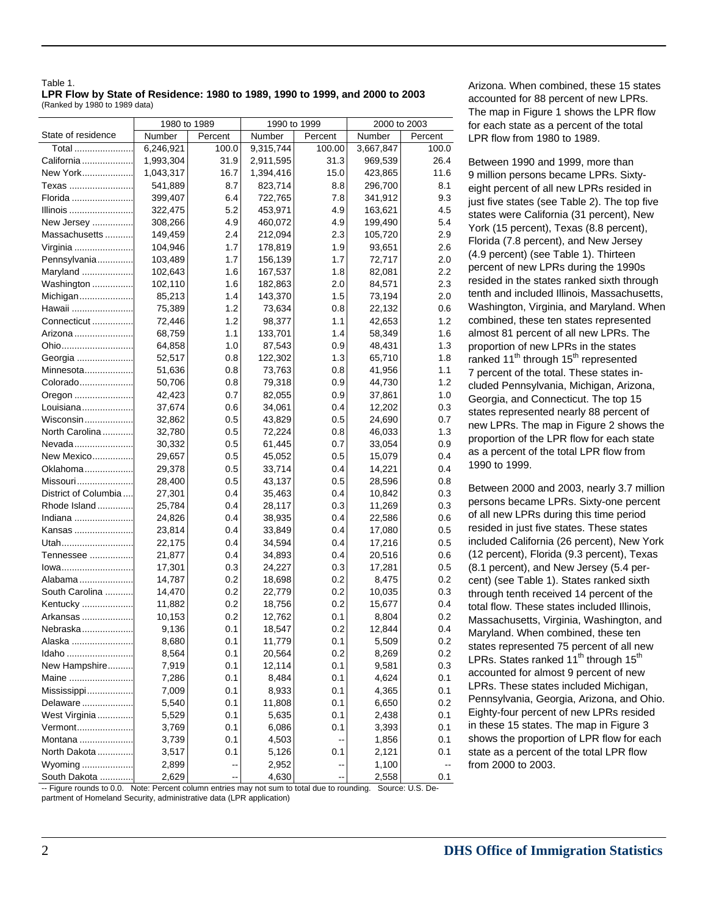Table 1.
**LPR Flow by State of Residence: 1980 to 1989, 1990 to 1999, and 2000 to 2003**
(Ranked by 1980 to 1989 data)

| State of residence | 1980 to 1989 | | 1990 to 1999 | | 2000 to 2003 | |
|---|---|---|---|---|---|---|
| | Number | Percent | Number | Percent | Number | Percent |
| Total | 6,246,921 | 100.0 | 9,315,744 | 100.00 | 3,667,847 | 100.0 |
| California | 1,993,304 | 31.9 | 2,911,595 | 31.3 | 969,539 | 26.4 |
| New York | 1,043,317 | 16.7 | 1,394,416 | 15.0 | 423,865 | 11.6 |
| Texas | 541,889 | 8.7 | 823,714 | 8.8 | 296,700 | 8.1 |
| Florida | 399,407 | 6.4 | 722,765 | 7.8 | 341,912 | 9.3 |
| Illinois | 322,475 | 5.2 | 453,971 | 4.9 | 163,621 | 4.5 |
| New Jersey | 308,266 | 4.9 | 460,072 | 4.9 | 199,490 | 5.4 |
| Massachusetts | 149,459 | 2.4 | 212,094 | 2.3 | 105,720 | 2.9 |
| Virginia | 104,946 | 1.7 | 178,819 | 1.9 | 93,651 | 2.6 |
| Pennsylvania | 103,489 | 1.7 | 156,139 | 1.7 | 72,717 | 2.0 |
| Maryland | 102,643 | 1.6 | 167,537 | 1.8 | 82,081 | 2.2 |
| Washington | 102,110 | 1.6 | 182,863 | 2.0 | 84,571 | 2.3 |
| Michigan | 85,213 | 1.4 | 143,370 | 1.5 | 73,194 | 2.0 |
| Hawaii | 75,389 | 1.2 | 73,634 | 0.8 | 22,132 | 0.6 |
| Connecticut | 72,446 | 1.2 | 98,377 | 1.1 | 42,653 | 1.2 |
| Arizona | 68,759 | 1.1 | 133,701 | 1.4 | 58,349 | 1.6 |
| Ohio | 64,858 | 1.0 | 87,543 | 0.9 | 48,431 | 1.3 |
| Georgia | 52,517 | 0.8 | 122,302 | 1.3 | 65,710 | 1.8 |
| Minnesota | 51,636 | 0.8 | 73,763 | 0.8 | 41,956 | 1.1 |
| Colorado | 50,706 | 0.8 | 79,318 | 0.9 | 44,730 | 1.2 |
| Oregon | 42,423 | 0.7 | 82,055 | 0.9 | 37,861 | 1.0 |
| Louisiana | 37,674 | 0.6 | 34,061 | 0.4 | 12,202 | 0.3 |
| Wisconsin | 32,862 | 0.5 | 43,829 | 0.5 | 24,690 | 0.7 |
| North Carolina | 32,780 | 0.5 | 72,224 | 0.8 | 46,033 | 1.3 |
| Nevada | 30,332 | 0.5 | 61,445 | 0.7 | 33,054 | 0.9 |
| New Mexico | 29,657 | 0.5 | 45,052 | 0.5 | 15,079 | 0.4 |
| Oklahoma | 29,378 | 0.5 | 33,714 | 0.4 | 14,221 | 0.4 |
| Missouri | 28,400 | 0.5 | 43,137 | 0.5 | 28,596 | 0.8 |
| District of Columbia | 27,301 | 0.4 | 35,463 | 0.4 | 10,842 | 0.3 |
| Rhode Island | 25,784 | 0.4 | 28,117 | 0.3 | 11,269 | 0.3 |
| Indiana | 24,826 | 0.4 | 38,935 | 0.4 | 22,586 | 0.6 |
| Kansas | 23,814 | 0.4 | 33,849 | 0.4 | 17,080 | 0.5 |
| Utah | 22,175 | 0.4 | 34,594 | 0.4 | 17,216 | 0.5 |
| Tennessee | 21,877 | 0.4 | 34,893 | 0.4 | 20,516 | 0.6 |
| Iowa | 17,301 | 0.3 | 24,227 | 0.3 | 17,281 | 0.5 |
| Alabama | 14,787 | 0.2 | 18,698 | 0.2 | 8,475 | 0.2 |
| South Carolina | 14,470 | 0.2 | 22,779 | 0.2 | 10,035 | 0.3 |
| Kentucky | 11,882 | 0.2 | 18,756 | 0.2 | 15,677 | 0.4 |
| Arkansas | 10,153 | 0.2 | 12,762 | 0.1 | 8,804 | 0.2 |
| Nebraska | 9,136 | 0.1 | 18,547 | 0.2 | 12,844 | 0.4 |
| Alaska | 8,680 | 0.1 | 11,779 | 0.1 | 5,509 | 0.2 |
| Idaho | 8,564 | 0.1 | 20,564 | 0.2 | 8,269 | 0.2 |
| New Hampshire | 7,919 | 0.1 | 12,114 | 0.1 | 9,581 | 0.3 |
| Maine | 7,286 | 0.1 | 8,484 | 0.1 | 4,624 | 0.1 |
| Mississippi | 7,009 | 0.1 | 8,933 | 0.1 | 4,365 | 0.1 |
| Delaware | 5,540 | 0.1 | 11,808 | 0.1 | 6,650 | 0.2 |
| West Virginia | 5,529 | 0.1 | 5,635 | 0.1 | 2,438 | 0.1 |
| Vermont | 3,769 | 0.1 | 6,086 | 0.1 | 3,393 | 0.1 |
| Montana | 3,739 | 0.1 | 4,503 | -- | 1,856 | 0.1 |
| North Dakota | 3,517 | 0.1 | 5,126 | 0.1 | 2,121 | 0.1 |
| Wyoming | 2,899 | -- | 2,952 | -- | 1,100 | -- |
| South Dakota | 2,629 | -- | 4,630 | -- | 2,558 | 0.1 |

-- Figure rounds to 0.0. Note: Percent column entries may not sum to total due to rounding. Source: U.S. Department of Homeland Security, administrative data (LPR application)

Arizona. When combined, these 15 states accounted for 88 percent of new LPRs. The map in Figure 1 shows the LPR flow for each state as a percent of the total LPR flow from 1980 to 1989.

Between 1990 and 1999, more than 9 million persons became LPRs. Sixty-eight percent of all new LPRs resided in just five states (see Table 2). The top five states were California (31 percent), New York (15 percent), Texas (8.8 percent), Florida (7.8 percent), and New Jersey (4.9 percent) (see Table 1). Thirteen percent of new LPRs during the 1990s resided in the states ranked sixth through tenth and included Illinois, Massachusetts, Washington, Virginia, and Maryland. When combined, these ten states represented almost 81 percent of all new LPRs. The proportion of new LPRs in the states ranked 11th through 15th represented 7 percent of the total. These states included Pennsylvania, Michigan, Arizona, Georgia, and Connecticut. The top 15 states represented nearly 88 percent of new LPRs. The map in Figure 2 shows the proportion of the LPR flow for each state as a percent of the total LPR flow from 1990 to 1999.

Between 2000 and 2003, nearly 3.7 million persons became LPRs. Sixty-one percent of all new LPRs during this time period resided in just five states. These states included California (26 percent), New York (12 percent), Florida (9.3 percent), Texas (8.1 percent), and New Jersey (5.4 percent) (see Table 1). States ranked sixth through tenth received 14 percent of the total flow. These states included Illinois, Massachusetts, Virginia, Washington, and Maryland. When combined, these ten states represented 75 percent of all new LPRs. States ranked 11th through 15th accounted for almost 9 percent of new LPRs. These states included Michigan, Pennsylvania, Georgia, Arizona, and Ohio. Eighty-four percent of new LPRs resided in these 15 states. The map in Figure 3 shows the proportion of LPR flow for each state as a percent of the total LPR flow from 2000 to 2003.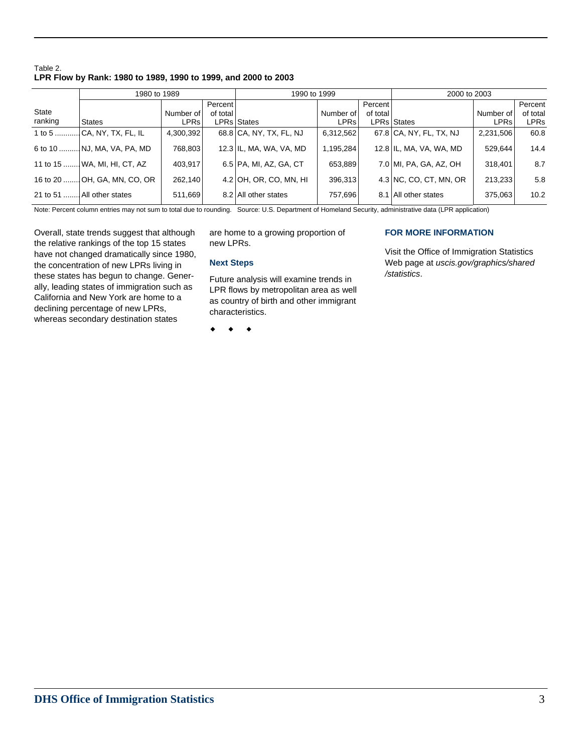Table 2.
**LPR Flow by Rank: 1980 to 1989, 1990 to 1999, and 2000 to 2003**

| State ranking | 1980 to 1989 | | | 1990 to 1999 | | | 2000 to 2003 | | |
|---|---|---|---|---|---|---|---|---|---|
| | States | Number of LPRs | Percent of total LPRs | States | Number of LPRs | Percent of total LPRs | States | Number of LPRs | Percent of total LPRs |
| 1 to 5 | CA, NY, TX, FL, IL | 4,300,392 | 68.8 | CA, NY, TX, FL, NJ | 6,312,562 | 67.8 | CA, NY, FL, TX, NJ | 2,231,506 | 60.8 |
| 6 to 10 | NJ, MA, VA, PA, MD | 768,803 | 12.3 | IL, MA, WA, VA, MD | 1,195,284 | 12.8 | IL, MA, VA, WA, MD | 529,644 | 14.4 |
| 11 to 15 | WA, MI, HI, CT, AZ | 403,917 | 6.5 | PA, MI, AZ, GA, CT | 653,889 | 7.0 | MI, PA, GA, AZ, OH | 318,401 | 8.7 |
| 16 to 20 | OH, GA, MN, CO, OR | 262,140 | 4.2 | OH, OR, CO, MN, HI | 396,313 | 4.3 | NC, CO, CT, MN, OR | 213,233 | 5.8 |
| 21 to 51 | All other states | 511,669 | 8.2 | All other states | 757,696 | 8.1 | All other states | 375,063 | 10.2 |

Note: Percent column entries may not sum to total due to rounding. Source: U.S. Department of Homeland Security, administrative data (LPR application)

Overall, state trends suggest that although the relative rankings of the top 15 states have not changed dramatically since 1980, the concentration of new LPRs living in these states has begun to change. Generally, leading states of immigration such as California and New York are home to a declining percentage of new LPRs, whereas secondary destination states are home to a growing proportion of new LPRs.

### Next Steps

Future analysis will examine trends in LPR flows by metropolitan area as well as country of birth and other immigrant characteristics.

◆ ◆ ◆

### FOR MORE INFORMATION

Visit the Office of Immigration Statistics Web page at *uscis.gov/graphics/shared/statistics*.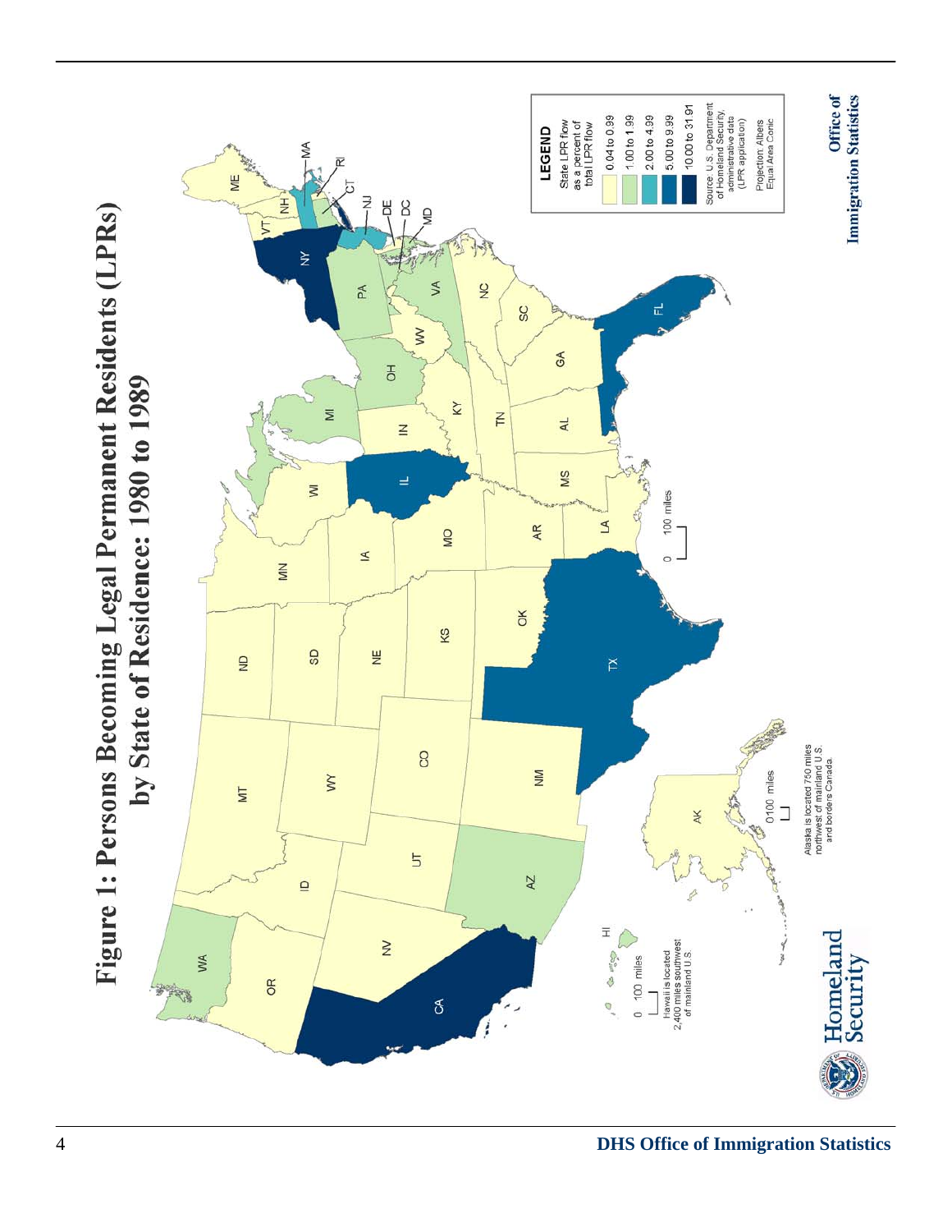# Figure 1: Persons Becoming Legal Permanent Residents (LPRs) by State of Residence: 1980 to 1989

**LEGEND**

State LPR flow as a percent of total LPR flow

- 0.04 to 0.99
- 1.00 to 1.99
- 2.00 to 4.99
- 5.00 to 9.99
- 10.00 to 31.91

Source: U.S. Department of Homeland Security, administrative data (LPR application)

Projection: Albers Equal Area Conic

Alaska is located 750 miles northwest of mainland U.S. and borders Canada.

Hawaii is located 2,400 miles southwest of mainland U.S.

Office of Immigration Statistics

Homeland Security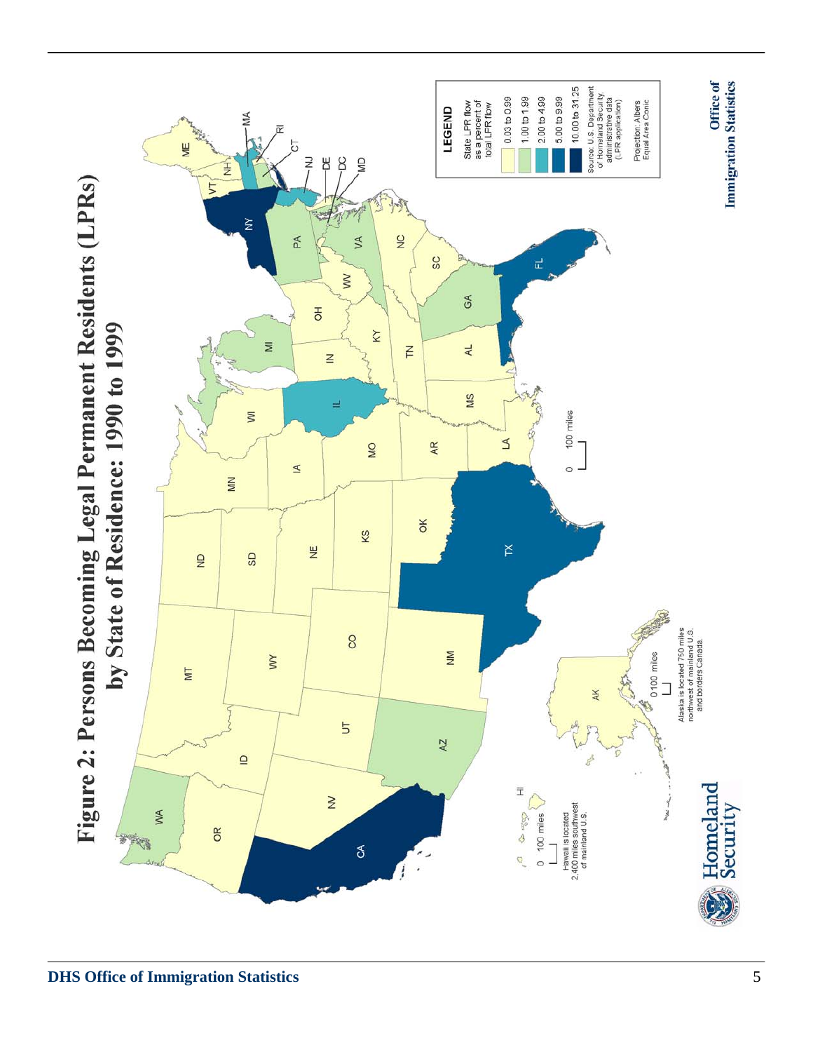# Figure 2: Persons Becoming Legal Permanent Residents (LPRs) by State of Residence: 1990 to 1999

**LEGEND**

State LPR flow as a percent of total LPR flow

- 0.03 to 0.99
- 1.00 to 1.99
- 2.00 to 4.99
- 5.00 to 9.99
- 10.00 to 31.25

Source: U.S. Department of Homeland Security, administrative data (LPR application).

Projection: Albers Equal Area Conic

Hawaii is located 2,400 miles southwest of mainland U.S.

Alaska is located 750 miles northwest of mainland U.S. and borders Canada.

**Office of Immigration Statistics**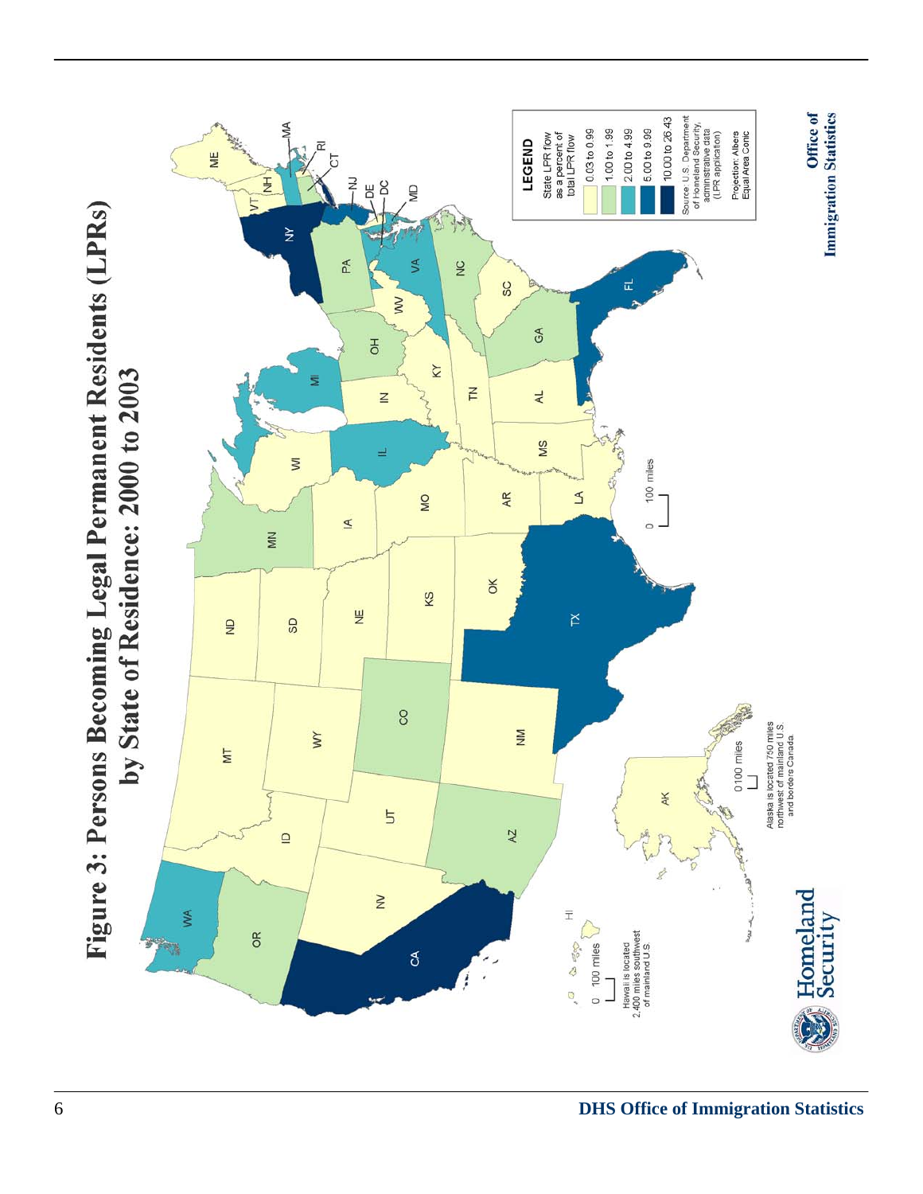# Figure 3: Persons Becoming Legal Permanent Residents (LPRs) by State of Residence: 2000 to 2003

**LEGEND**

State LPR flow as a percent of total LPR flow

0.03 to 0.99

1.00 to 1.99

2.00 to 4.99

5.00 to 9.99

10.00 to 26.43

Source: U.S. Department of Homeland Security, administrative data (LPR application)

Projection: Albers Equal Area Conic

WA OR CA NV ID MT WY UT AZ CO NM ND SD NE KS OK TX MN IA MO AR LA WI IL MI IN OH KY TN MS AL GA FL SC NC VA WV PA NY VT NH ME MA RI CT NJ DE DC MD HI AK

0 100 miles

Hawaii is located 2,400 miles southwest of mainland U.S.

Alaska is located 750 miles northwest of mainland U.S. and borders Canada.

Homeland Security

Office of Immigration Statistics